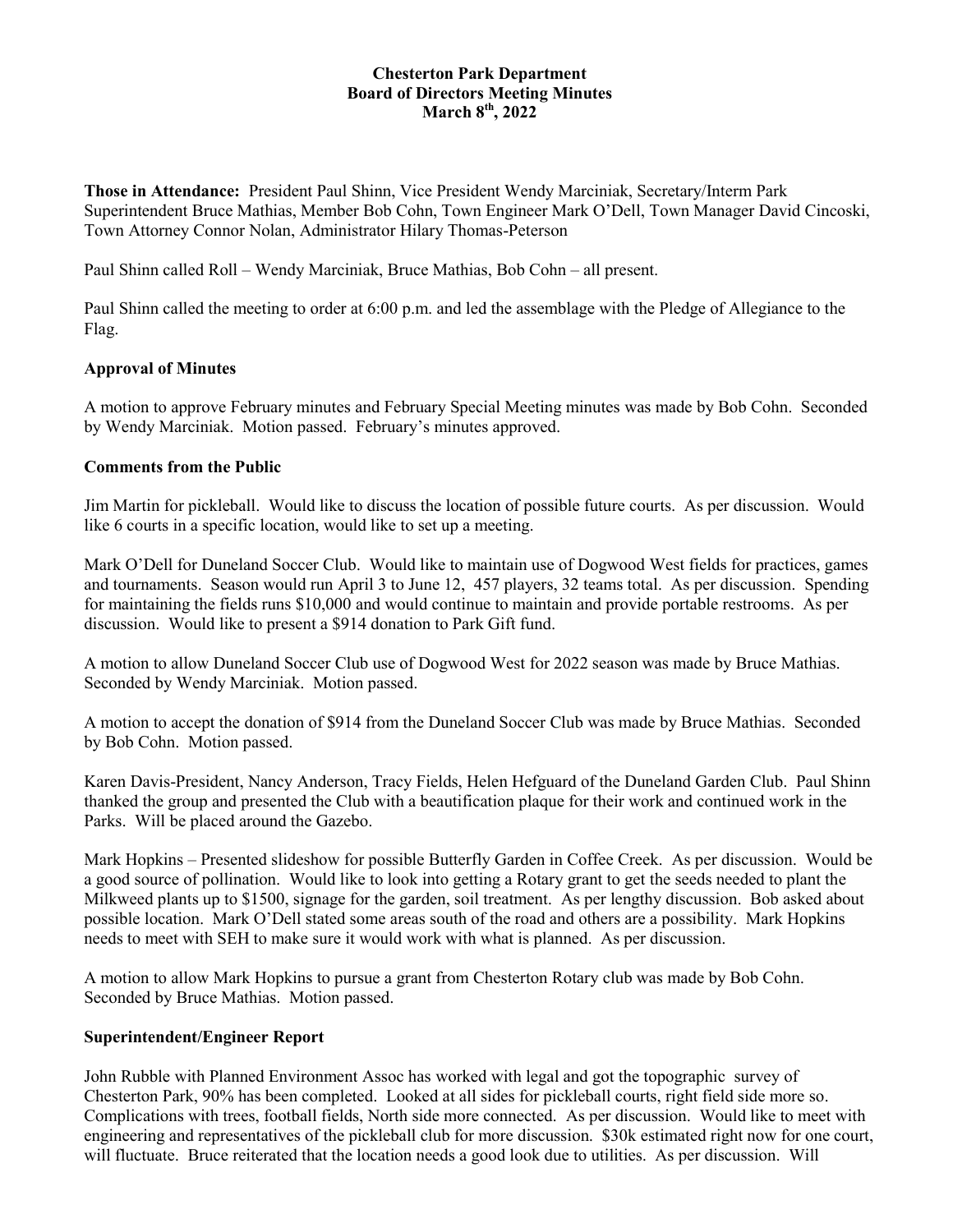# Chesterton Park Department
## Board of Directors Meeting Minutes
### March 8th, 2022

**Those in Attendance:** President Paul Shinn, Vice President Wendy Marciniak, Secretary/Interm Park Superintendent Bruce Mathias, Member Bob Cohn, Town Engineer Mark O'Dell, Town Manager David Cincoski, Town Attorney Connor Nolan, Administrator Hilary Thomas-Peterson

Paul Shinn called Roll – Wendy Marciniak, Bruce Mathias, Bob Cohn – all present.

Paul Shinn called the meeting to order at 6:00 p.m. and led the assemblage with the Pledge of Allegiance to the Flag.

**Approval of Minutes**

A motion to approve February minutes and February Special Meeting minutes was made by Bob Cohn. Seconded by Wendy Marciniak. Motion passed. February's minutes approved.

**Comments from the Public**

Jim Martin for pickleball. Would like to discuss the location of possible future courts. As per discussion. Would like 6 courts in a specific location, would like to set up a meeting.

Mark O'Dell for Duneland Soccer Club. Would like to maintain use of Dogwood West fields for practices, games and tournaments. Season would run April 3 to June 12, 457 players, 32 teams total. As per discussion. Spending for maintaining the fields runs $10,000 and would continue to maintain and provide portable restrooms. As per discussion. Would like to present a $914 donation to Park Gift fund.

A motion to allow Duneland Soccer Club use of Dogwood West for 2022 season was made by Bruce Mathias. Seconded by Wendy Marciniak. Motion passed.

A motion to accept the donation of $914 from the Duneland Soccer Club was made by Bruce Mathias. Seconded by Bob Cohn. Motion passed.

Karen Davis-President, Nancy Anderson, Tracy Fields, Helen Hefguard of the Duneland Garden Club. Paul Shinn thanked the group and presented the Club with a beautification plaque for their work and continued work in the Parks. Will be placed around the Gazebo.

Mark Hopkins – Presented slideshow for possible Butterfly Garden in Coffee Creek. As per discussion. Would be a good source of pollination. Would like to look into getting a Rotary grant to get the seeds needed to plant the Milkweed plants up to $1500, signage for the garden, soil treatment. As per lengthy discussion. Bob asked about possible location. Mark O'Dell stated some areas south of the road and others are a possibility. Mark Hopkins needs to meet with SEH to make sure it would work with what is planned. As per discussion.

A motion to allow Mark Hopkins to pursue a grant from Chesterton Rotary club was made by Bob Cohn. Seconded by Bruce Mathias. Motion passed.

**Superintendent/Engineer Report**

John Rubble with Planned Environment Assoc has worked with legal and got the topographic survey of Chesterton Park, 90% has been completed. Looked at all sides for pickleball courts, right field side more so. Complications with trees, football fields, North side more connected. As per discussion. Would like to meet with engineering and representatives of the pickleball club for more discussion. $30k estimated right now for one court, will fluctuate. Bruce reiterated that the location needs a good look due to utilities. As per discussion. Will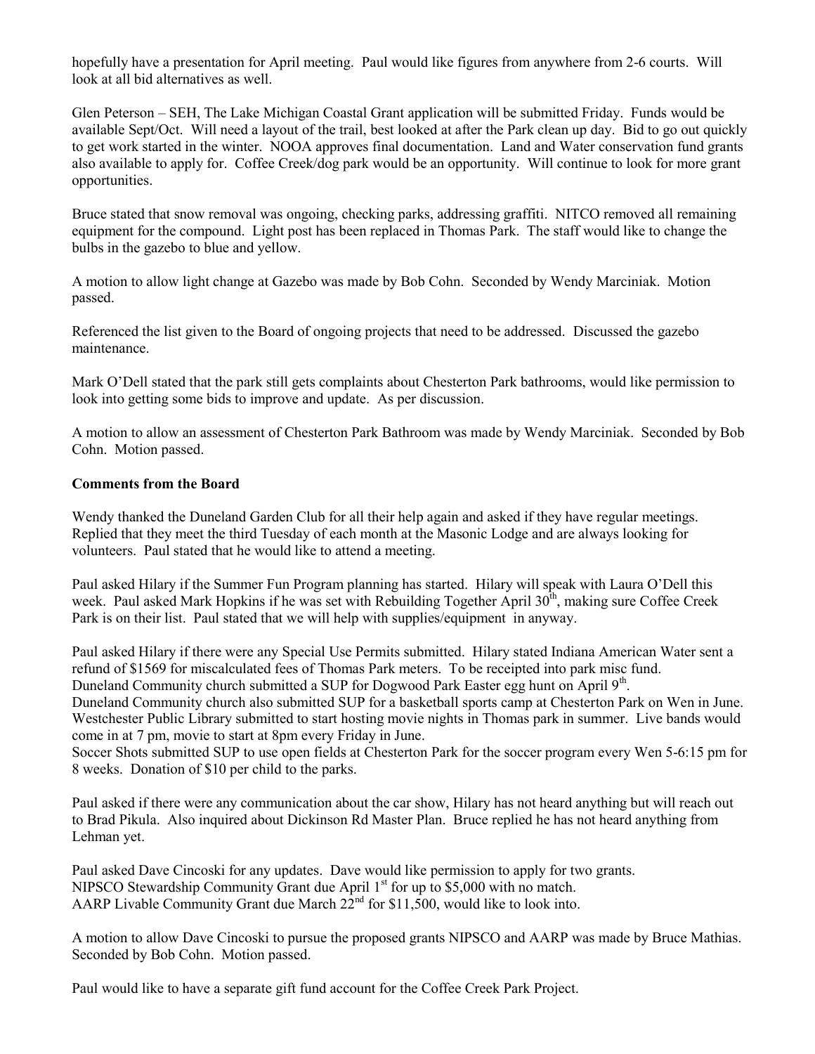hopefully have a presentation for April meeting. Paul would like figures from anywhere from 2-6 courts. Will look at all bid alternatives as well.

Glen Peterson – SEH, The Lake Michigan Coastal Grant application will be submitted Friday. Funds would be available Sept/Oct. Will need a layout of the trail, best looked at after the Park clean up day. Bid to go out quickly to get work started in the winter. NOOA approves final documentation. Land and Water conservation fund grants also available to apply for. Coffee Creek/dog park would be an opportunity. Will continue to look for more grant opportunities.

Bruce stated that snow removal was ongoing, checking parks, addressing graffiti. NITCO removed all remaining equipment for the compound. Light post has been replaced in Thomas Park. The staff would like to change the bulbs in the gazebo to blue and yellow.

A motion to allow light change at Gazebo was made by Bob Cohn. Seconded by Wendy Marciniak. Motion passed.

Referenced the list given to the Board of ongoing projects that need to be addressed. Discussed the gazebo maintenance.

Mark O'Dell stated that the park still gets complaints about Chesterton Park bathrooms, would like permission to look into getting some bids to improve and update. As per discussion.

A motion to allow an assessment of Chesterton Park Bathroom was made by Wendy Marciniak. Seconded by Bob Cohn. Motion passed.

**Comments from the Board**

Wendy thanked the Duneland Garden Club for all their help again and asked if they have regular meetings. Replied that they meet the third Tuesday of each month at the Masonic Lodge and are always looking for volunteers. Paul stated that he would like to attend a meeting.

Paul asked Hilary if the Summer Fun Program planning has started. Hilary will speak with Laura O'Dell this week. Paul asked Mark Hopkins if he was set with Rebuilding Together April 30th, making sure Coffee Creek Park is on their list. Paul stated that we will help with supplies/equipment in anyway.

Paul asked Hilary if there were any Special Use Permits submitted. Hilary stated Indiana American Water sent a refund of $1569 for miscalculated fees of Thomas Park meters. To be receipted into park misc fund.
Duneland Community church submitted a SUP for Dogwood Park Easter egg hunt on April 9th.
Duneland Community church also submitted SUP for a basketball sports camp at Chesterton Park on Wen in June.
Westchester Public Library submitted to start hosting movie nights in Thomas park in summer. Live bands would come in at 7 pm, movie to start at 8pm every Friday in June.
Soccer Shots submitted SUP to use open fields at Chesterton Park for the soccer program every Wen 5-6:15 pm for 8 weeks. Donation of $10 per child to the parks.

Paul asked if there were any communication about the car show, Hilary has not heard anything but will reach out to Brad Pikula. Also inquired about Dickinson Rd Master Plan. Bruce replied he has not heard anything from Lehman yet.

Paul asked Dave Cincoski for any updates. Dave would like permission to apply for two grants.
NIPSCO Stewardship Community Grant due April 1st for up to $5,000 with no match.
AARP Livable Community Grant due March 22nd for $11,500, would like to look into.

A motion to allow Dave Cincoski to pursue the proposed grants NIPSCO and AARP was made by Bruce Mathias. Seconded by Bob Cohn. Motion passed.

Paul would like to have a separate gift fund account for the Coffee Creek Park Project.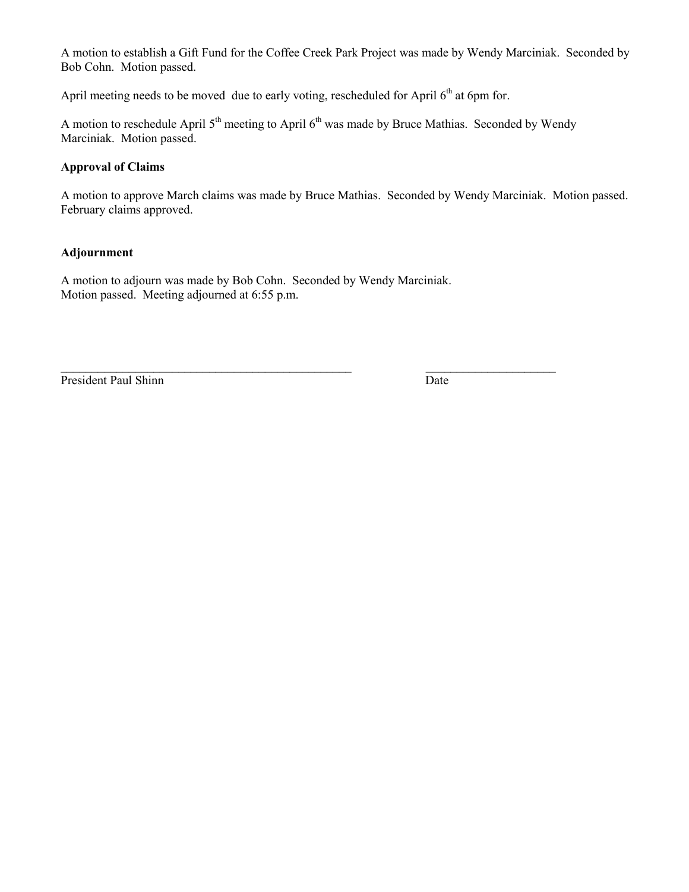A motion to establish a Gift Fund for the Coffee Creek Park Project was made by Wendy Marciniak. Seconded by Bob Cohn. Motion passed.

April meeting needs to be moved due to early voting, rescheduled for April 6th at 6pm for.

A motion to reschedule April 5th meeting to April 6th was made by Bruce Mathias. Seconded by Wendy Marciniak. Motion passed.

**Approval of Claims**

A motion to approve March claims was made by Bruce Mathias. Seconded by Wendy Marciniak. Motion passed. February claims approved.

**Adjournment**

A motion to adjourn was made by Bob Cohn. Seconded by Wendy Marciniak.
Motion passed. Meeting adjourned at 6:55 p.m.

\_\_\_\_\_\_\_\_\_\_\_\_\_\_\_\_\_\_\_\_\_\_\_\_\_\_\_\_\_\_\_\_\_\_\_\_\_\_\_\_\_\_\_\_\_\_\_\_ \_\_\_\_\_\_\_\_\_\_\_\_\_\_\_\_\_\_\_\_\_\_\_

President Paul Shinn Date